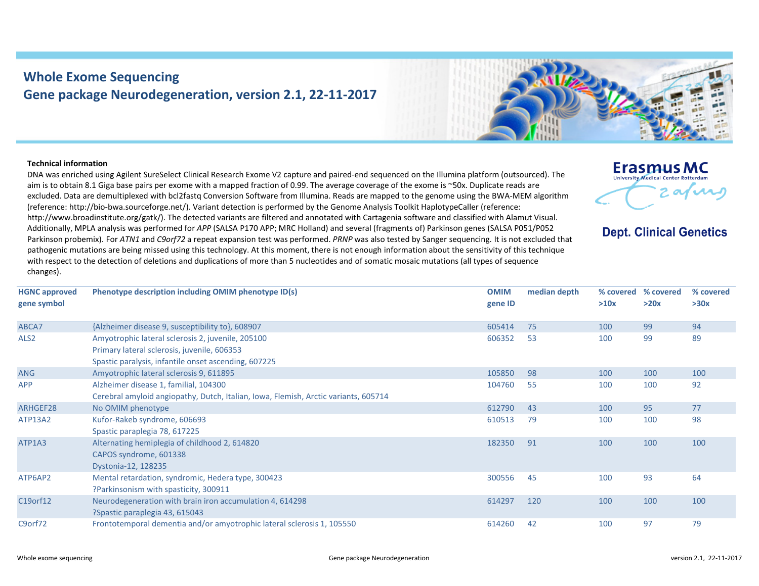# Whole Exome Sequencing
## Gene package Neurodegeneration, version 2.1, 22-11-2017

Erasmus MC
University Medical Center Rotterdam

**Dept. Clinical Genetics**

**Technical information**

DNA was enriched using Agilent SureSelect Clinical Research Exome V2 capture and paired-end sequenced on the Illumina platform (outsourced). The aim is to obtain 8.1 Giga base pairs per exome with a mapped fraction of 0.99. The average coverage of the exome is ~50x. Duplicate reads are excluded. Data are demultiplexed with bcl2fastq Conversion Software from Illumina. Reads are mapped to the genome using the BWA-MEM algorithm (reference: http://bio-bwa.sourceforge.net/). Variant detection is performed by the Genome Analysis Toolkit HaplotypeCaller (reference: http://www.broadinstitute.org/gatk/). The detected variants are filtered and annotated with Cartagenia software and classified with Alamut Visual. Additionally, MPLA analysis was performed for *APP* (SALSA P170 APP; MRC Holland) and several (fragments of) Parkinson genes (SALSA P051/P052 Parkinson probemix). For *ATN1* and *C9orf72* a repeat expansion test was performed. *PRNP* was also tested by Sanger sequencing. It is not excluded that pathogenic mutations are being missed using this technology. At this moment, there is not enough information about the sensitivity of this technique with respect to the detection of deletions and duplications of more than 5 nucleotides and of somatic mosaic mutations (all types of sequence changes).

| HGNC approved gene symbol | Phenotype description including OMIM phenotype ID(s) | OMIM gene ID | median depth | % covered >10x | % covered >20x | % covered >30x |
|---|---|---|---|---|---|---|
| ABCA7 | {Alzheimer disease 9, susceptibility to}, 608907 | 605414 | 75 | 100 | 99 | 94 |
| ALS2 | Amyotrophic lateral sclerosis 2, juvenile, 205100<br>Primary lateral sclerosis, juvenile, 606353<br>Spastic paralysis, infantile onset ascending, 607225 | 606352 | 53 | 100 | 99 | 89 |
| ANG | Amyotrophic lateral sclerosis 9, 611895 | 105850 | 98 | 100 | 100 | 100 |
| APP | Alzheimer disease 1, familial, 104300<br>Cerebral amyloid angiopathy, Dutch, Italian, Iowa, Flemish, Arctic variants, 605714 | 104760 | 55 | 100 | 100 | 92 |
| ARHGEF28 | No OMIM phenotype | 612790 | 43 | 100 | 95 | 77 |
| ATP13A2 | Kufor-Rakeb syndrome, 606693<br>Spastic paraplegia 78, 617225 | 610513 | 79 | 100 | 100 | 98 |
| ATP1A3 | Alternating hemiplegia of childhood 2, 614820<br>CAPOS syndrome, 601338<br>Dystonia-12, 128235 | 182350 | 91 | 100 | 100 | 100 |
| ATP6AP2 | Mental retardation, syndromic, Hedera type, 300423<br>?Parkinsonism with spasticity, 300911 | 300556 | 45 | 100 | 93 | 64 |
| C19orf12 | Neurodegeneration with brain iron accumulation 4, 614298<br>?Spastic paraplegia 43, 615043 | 614297 | 120 | 100 | 100 | 100 |
| C9orf72 | Frontotemporal dementia and/or amyotrophic lateral sclerosis 1, 105550 | 614260 | 42 | 100 | 97 | 79 |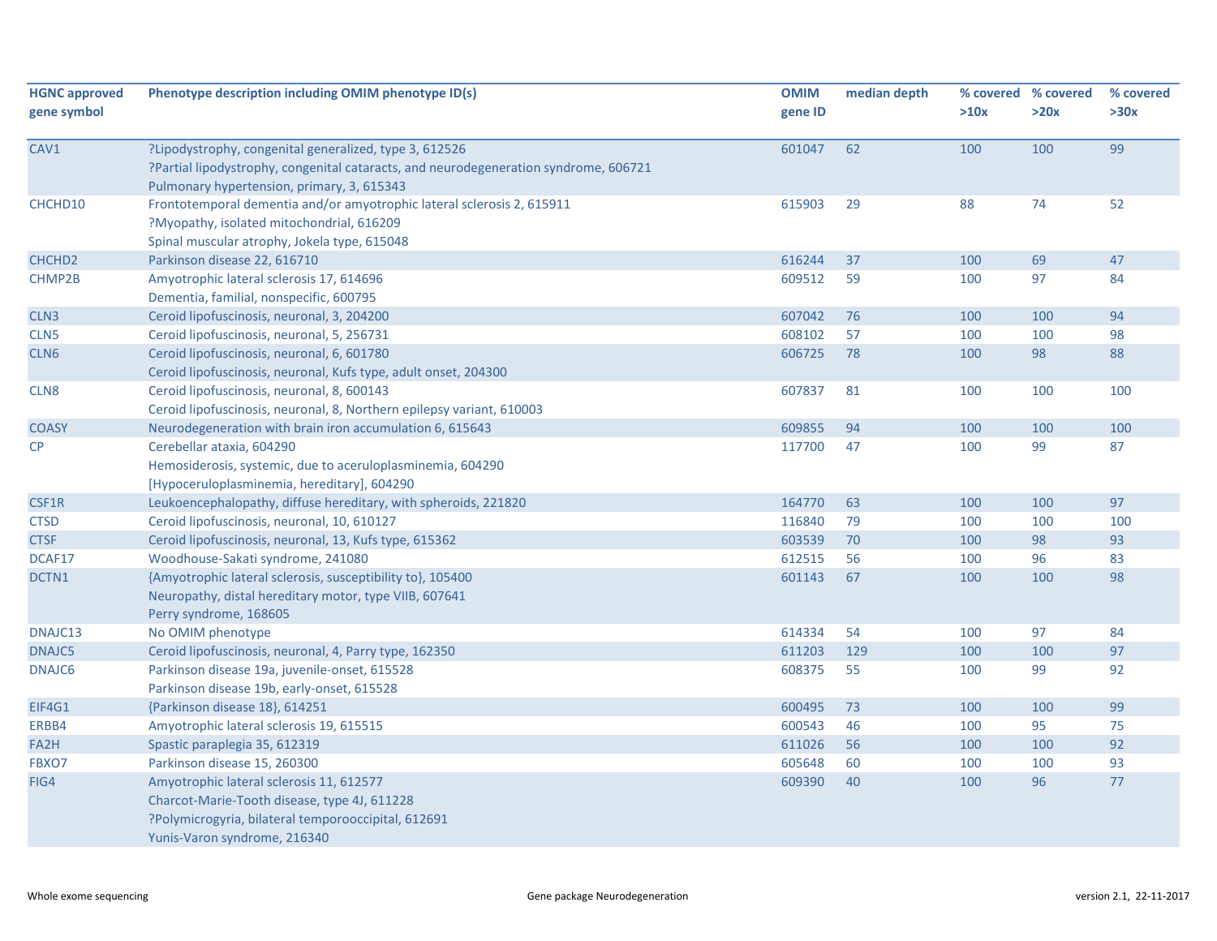| HGNC approved gene symbol | Phenotype description including OMIM phenotype ID(s) | OMIM gene ID | median depth | % covered >10x | % covered >20x | % covered >30x |
|---|---|---|---|---|---|---|
| CAV1 | ?Lipodystrophy, congenital generalized, type 3, 612526<br>?Partial lipodystrophy, congenital cataracts, and neurodegeneration syndrome, 606721<br>Pulmonary hypertension, primary, 3, 615343 | 601047 | 62 | 100 | 100 | 99 |
| CHCHD10 | Frontotemporal dementia and/or amyotrophic lateral sclerosis 2, 615911<br>?Myopathy, isolated mitochondrial, 616209<br>Spinal muscular atrophy, Jokela type, 615048 | 615903 | 29 | 88 | 74 | 52 |
| CHCHD2 | Parkinson disease 22, 616710 | 616244 | 37 | 100 | 69 | 47 |
| CHMP2B | Amyotrophic lateral sclerosis 17, 614696<br>Dementia, familial, nonspecific, 600795 | 609512 | 59 | 100 | 97 | 84 |
| CLN3 | Ceroid lipofuscinosis, neuronal, 3, 204200 | 607042 | 76 | 100 | 100 | 94 |
| CLN5 | Ceroid lipofuscinosis, neuronal, 5, 256731 | 608102 | 57 | 100 | 100 | 98 |
| CLN6 | Ceroid lipofuscinosis, neuronal, 6, 601780<br>Ceroid lipofuscinosis, neuronal, Kufs type, adult onset, 204300 | 606725 | 78 | 100 | 98 | 88 |
| CLN8 | Ceroid lipofuscinosis, neuronal, 8, 600143<br>Ceroid lipofuscinosis, neuronal, 8, Northern epilepsy variant, 610003 | 607837 | 81 | 100 | 100 | 100 |
| COASY | Neurodegeneration with brain iron accumulation 6, 615643 | 609855 | 94 | 100 | 100 | 100 |
| CP | Cerebellar ataxia, 604290<br>Hemosiderosis, systemic, due to aceruloplasminemia, 604290<br>[Hypoceruloplasminemia, hereditary], 604290 | 117700 | 47 | 100 | 99 | 87 |
| CSF1R | Leukoencephalopathy, diffuse hereditary, with spheroids, 221820 | 164770 | 63 | 100 | 100 | 97 |
| CTSD | Ceroid lipofuscinosis, neuronal, 10, 610127 | 116840 | 79 | 100 | 100 | 100 |
| CTSF | Ceroid lipofuscinosis, neuronal, 13, Kufs type, 615362 | 603539 | 70 | 100 | 98 | 93 |
| DCAF17 | Woodhouse-Sakati syndrome, 241080 | 612515 | 56 | 100 | 96 | 83 |
| DCTN1 | {Amyotrophic lateral sclerosis, susceptibility to}, 105400<br>Neuropathy, distal hereditary motor, type VIIB, 607641<br>Perry syndrome, 168605 | 601143 | 67 | 100 | 100 | 98 |
| DNAJC13 | No OMIM phenotype | 614334 | 54 | 100 | 97 | 84 |
| DNAJC5 | Ceroid lipofuscinosis, neuronal, 4, Parry type, 162350 | 611203 | 129 | 100 | 100 | 97 |
| DNAJC6 | Parkinson disease 19a, juvenile-onset, 615528<br>Parkinson disease 19b, early-onset, 615528 | 608375 | 55 | 100 | 99 | 92 |
| EIF4G1 | {Parkinson disease 18}, 614251 | 600495 | 73 | 100 | 100 | 99 |
| ERBB4 | Amyotrophic lateral sclerosis 19, 615515 | 600543 | 46 | 100 | 95 | 75 |
| FA2H | Spastic paraplegia 35, 612319 | 611026 | 56 | 100 | 100 | 92 |
| FBXO7 | Parkinson disease 15, 260300 | 605648 | 60 | 100 | 100 | 93 |
| FIG4 | Amyotrophic lateral sclerosis 11, 612577<br>Charcot-Marie-Tooth disease, type 4J, 611228<br>?Polymicrogyria, bilateral temporooccipital, 612691<br>Yunis-Varon syndrome, 216340 | 609390 | 40 | 100 | 96 | 77 |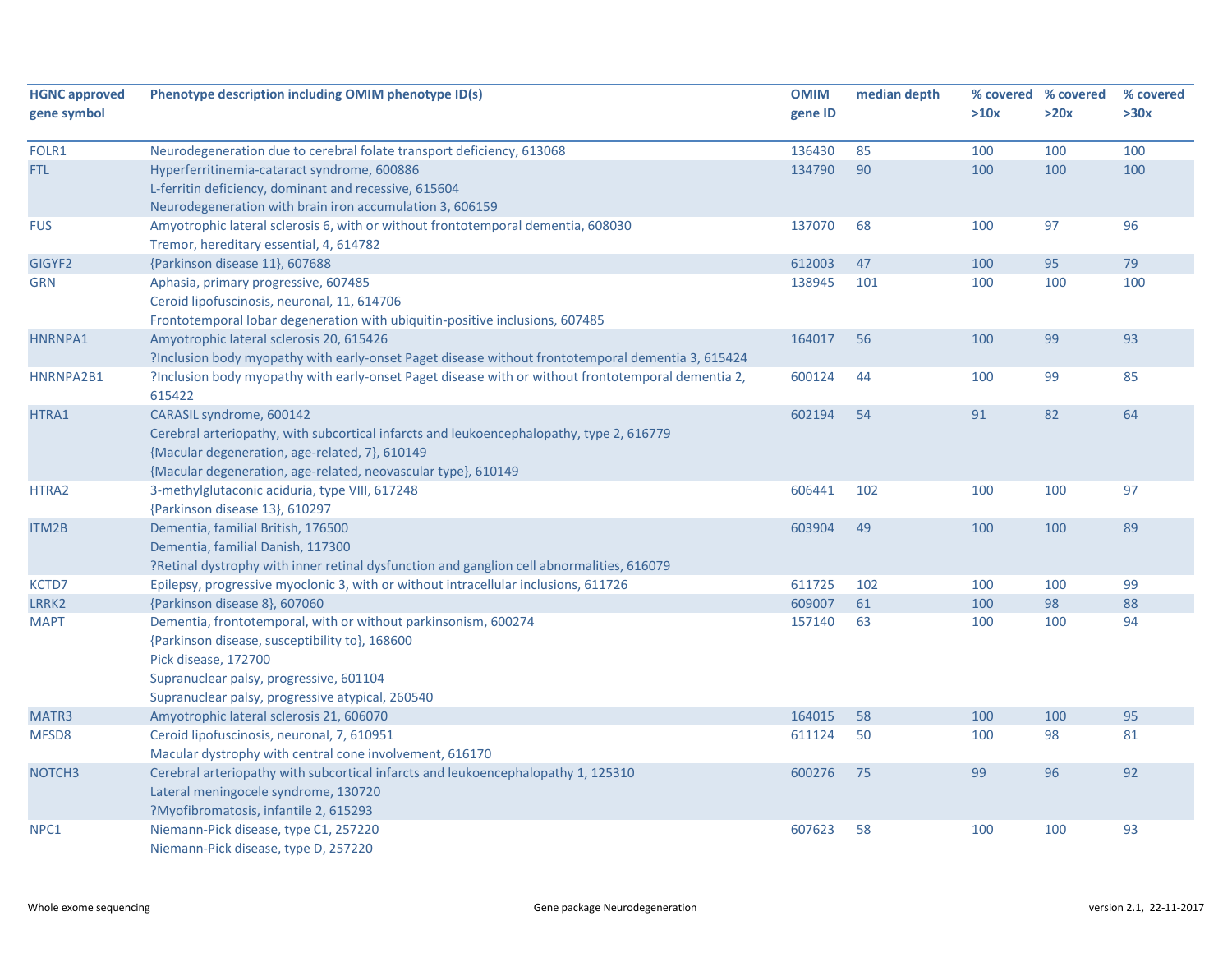| HGNC approved gene symbol | Phenotype description including OMIM phenotype ID(s) | OMIM gene ID | median depth | % covered >10x | % covered >20x | % covered >30x |
|---|---|---|---|---|---|---|
| FOLR1 | Neurodegeneration due to cerebral folate transport deficiency, 613068 | 136430 | 85 | 100 | 100 | 100 |
| FTL | Hyperferritinemia-cataract syndrome, 600886<br>L-ferritin deficiency, dominant and recessive, 615604<br>Neurodegeneration with brain iron accumulation 3, 606159 | 134790 | 90 | 100 | 100 | 100 |
| FUS | Amyotrophic lateral sclerosis 6, with or without frontotemporal dementia, 608030<br>Tremor, hereditary essential, 4, 614782 | 137070 | 68 | 100 | 97 | 96 |
| GIGYF2 | {Parkinson disease 11}, 607688 | 612003 | 47 | 100 | 95 | 79 |
| GRN | Aphasia, primary progressive, 607485<br>Ceroid lipofuscinosis, neuronal, 11, 614706<br>Frontotemporal lobar degeneration with ubiquitin-positive inclusions, 607485 | 138945 | 101 | 100 | 100 | 100 |
| HNRNPA1 | Amyotrophic lateral sclerosis 20, 615426<br>?Inclusion body myopathy with early-onset Paget disease without frontotemporal dementia 3, 615424 | 164017 | 56 | 100 | 99 | 93 |
| HNRNPA2B1 | ?Inclusion body myopathy with early-onset Paget disease with or without frontotemporal dementia 2, 615422 | 600124 | 44 | 100 | 99 | 85 |
| HTRA1 | CARASIL syndrome, 600142<br>Cerebral arteriopathy, with subcortical infarcts and leukoencephalopathy, type 2, 616779<br>{Macular degeneration, age-related, 7}, 610149<br>{Macular degeneration, age-related, neovascular type}, 610149 | 602194 | 54 | 91 | 82 | 64 |
| HTRA2 | 3-methylglutaconic aciduria, type VIII, 617248<br>{Parkinson disease 13}, 610297 | 606441 | 102 | 100 | 100 | 97 |
| ITM2B | Dementia, familial British, 176500<br>Dementia, familial Danish, 117300<br>?Retinal dystrophy with inner retinal dysfunction and ganglion cell abnormalities, 616079 | 603904 | 49 | 100 | 100 | 89 |
| KCTD7 | Epilepsy, progressive myoclonic 3, with or without intracellular inclusions, 611726 | 611725 | 102 | 100 | 100 | 99 |
| LRRK2 | {Parkinson disease 8}, 607060 | 609007 | 61 | 100 | 98 | 88 |
| MAPT | Dementia, frontotemporal, with or without parkinsonism, 600274<br>{Parkinson disease, susceptibility to}, 168600<br>Pick disease, 172700<br>Supranuclear palsy, progressive, 601104<br>Supranuclear palsy, progressive atypical, 260540 | 157140 | 63 | 100 | 100 | 94 |
| MATR3 | Amyotrophic lateral sclerosis 21, 606070 | 164015 | 58 | 100 | 100 | 95 |
| MFSD8 | Ceroid lipofuscinosis, neuronal, 7, 610951<br>Macular dystrophy with central cone involvement, 616170 | 611124 | 50 | 100 | 98 | 81 |
| NOTCH3 | Cerebral arteriopathy with subcortical infarcts and leukoencephalopathy 1, 125310<br>Lateral meningocele syndrome, 130720<br>?Myofibromatosis, infantile 2, 615293 | 600276 | 75 | 99 | 96 | 92 |
| NPC1 | Niemann-Pick disease, type C1, 257220<br>Niemann-Pick disease, type D, 257220 | 607623 | 58 | 100 | 100 | 93 |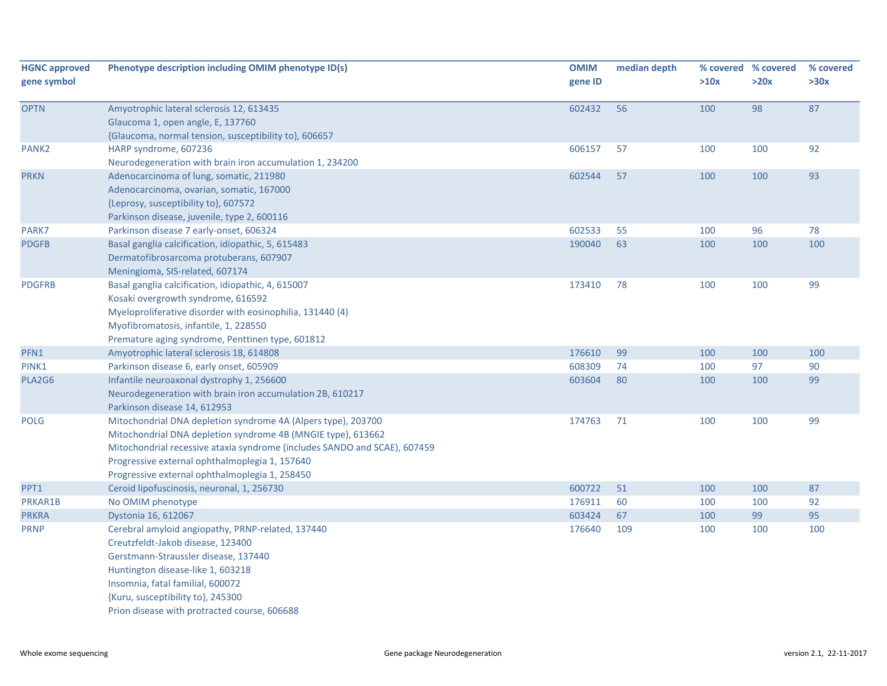| HGNC approved gene symbol | Phenotype description including OMIM phenotype ID(s) | OMIM gene ID | median depth | % covered >10x | % covered >20x | % covered >30x |
|---|---|---|---|---|---|---|
| OPTN | Amyotrophic lateral sclerosis 12, 613435<br>Glaucoma 1, open angle, E, 137760<br>{Glaucoma, normal tension, susceptibility to}, 606657 | 602432 | 56 | 100 | 98 | 87 |
| PANK2 | HARP syndrome, 607236<br>Neurodegeneration with brain iron accumulation 1, 234200 | 606157 | 57 | 100 | 100 | 92 |
| PRKN | Adenocarcinoma of lung, somatic, 211980<br>Adenocarcinoma, ovarian, somatic, 167000<br>{Leprosy, susceptibility to}, 607572<br>Parkinson disease, juvenile, type 2, 600116 | 602544 | 57 | 100 | 100 | 93 |
| PARK7 | Parkinson disease 7 early-onset, 606324 | 602533 | 55 | 100 | 96 | 78 |
| PDGFB | Basal ganglia calcification, idiopathic, 5, 615483<br>Dermatofibrosarcoma protuberans, 607907<br>Meningioma, SIS-related, 607174 | 190040 | 63 | 100 | 100 | 100 |
| PDGFRB | Basal ganglia calcification, idiopathic, 4, 615007<br>Kosaki overgrowth syndrome, 616592<br>Myeloproliferative disorder with eosinophilia, 131440 (4)<br>Myofibromatosis, infantile, 1, 228550<br>Premature aging syndrome, Penttinen type, 601812 | 173410 | 78 | 100 | 100 | 99 |
| PFN1 | Amyotrophic lateral sclerosis 18, 614808 | 176610 | 99 | 100 | 100 | 100 |
| PINK1 | Parkinson disease 6, early onset, 605909 | 608309 | 74 | 100 | 97 | 90 |
| PLA2G6 | Infantile neuroaxonal dystrophy 1, 256600<br>Neurodegeneration with brain iron accumulation 2B, 610217<br>Parkinson disease 14, 612953 | 603604 | 80 | 100 | 100 | 99 |
| POLG | Mitochondrial DNA depletion syndrome 4A (Alpers type), 203700<br>Mitochondrial DNA depletion syndrome 4B (MNGIE type), 613662<br>Mitochondrial recessive ataxia syndrome (includes SANDO and SCAE), 607459<br>Progressive external ophthalmoplegia 1, 157640<br>Progressive external ophthalmoplegia 1, 258450 | 174763 | 71 | 100 | 100 | 99 |
| PPT1 | Ceroid lipofuscinosis, neuronal, 1, 256730 | 600722 | 51 | 100 | 100 | 87 |
| PRKAR1B | No OMIM phenotype | 176911 | 60 | 100 | 100 | 92 |
| PRKRA | Dystonia 16, 612067 | 603424 | 67 | 100 | 99 | 95 |
| PRNP | Cerebral amyloid angiopathy, PRNP-related, 137440<br>Creutzfeldt-Jakob disease, 123400<br>Gerstmann-Straussler disease, 137440<br>Huntington disease-like 1, 603218<br>Insomnia, fatal familial, 600072<br>{Kuru, susceptibility to}, 245300<br>Prion disease with protracted course, 606688 | 176640 | 109 | 100 | 100 | 100 |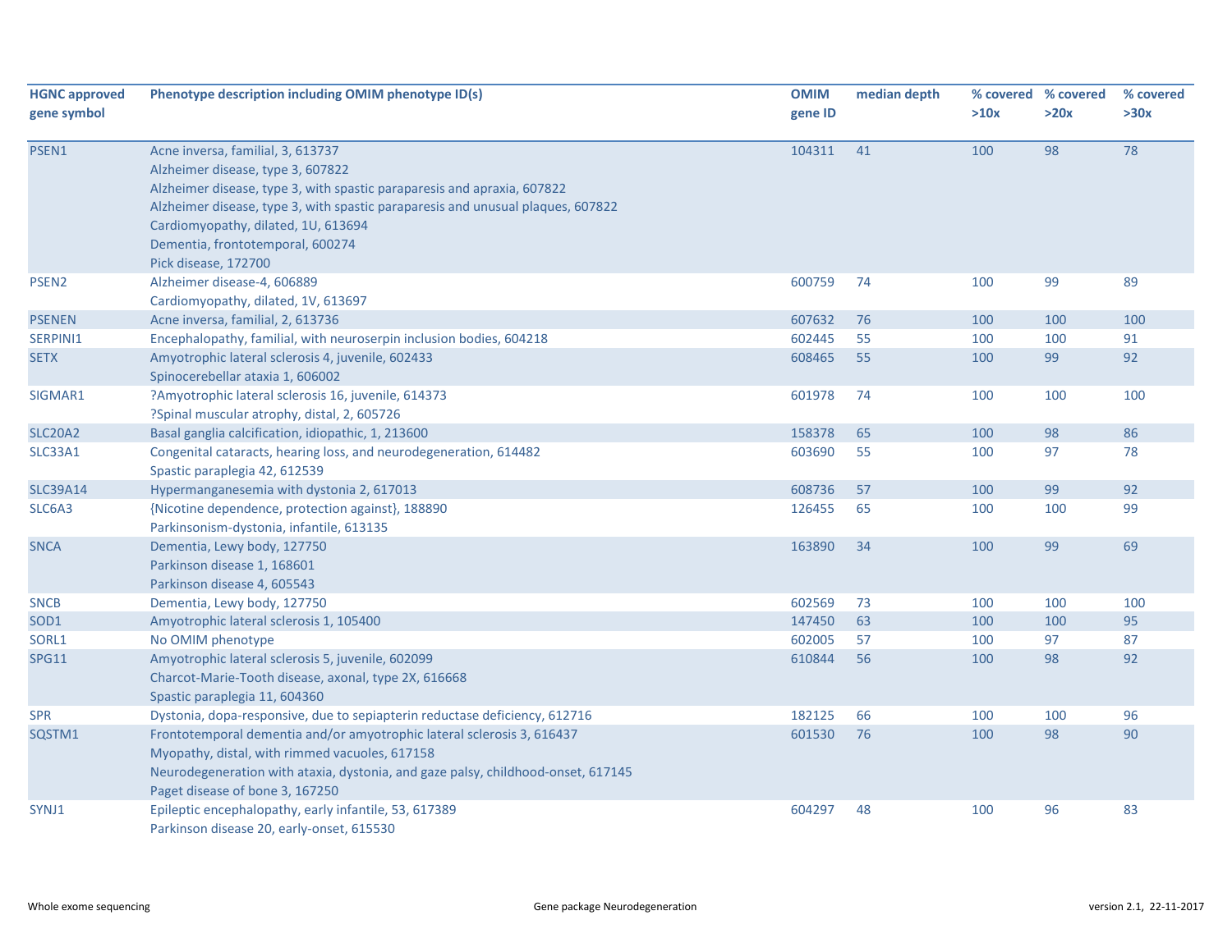| HGNC approved gene symbol | Phenotype description including OMIM phenotype ID(s) | OMIM gene ID | median depth | % covered >10x | % covered >20x | % covered >30x |
|---|---|---|---|---|---|---|
| PSEN1 | Acne inversa, familial, 3, 613737<br>Alzheimer disease, type 3, 607822<br>Alzheimer disease, type 3, with spastic paraparesis and apraxia, 607822<br>Alzheimer disease, type 3, with spastic paraparesis and unusual plaques, 607822<br>Cardiomyopathy, dilated, 1U, 613694<br>Dementia, frontotemporal, 600274<br>Pick disease, 172700 | 104311 | 41 | 100 | 98 | 78 |
| PSEN2 | Alzheimer disease-4, 606889<br>Cardiomyopathy, dilated, 1V, 613697 | 600759 | 74 | 100 | 99 | 89 |
| PSENEN | Acne inversa, familial, 2, 613736 | 607632 | 76 | 100 | 100 | 100 |
| SERPINI1 | Encephalopathy, familial, with neuroserpin inclusion bodies, 604218 | 602445 | 55 | 100 | 100 | 91 |
| SETX | Amyotrophic lateral sclerosis 4, juvenile, 602433<br>Spinocerebellar ataxia 1, 606002 | 608465 | 55 | 100 | 99 | 92 |
| SIGMAR1 | ?Amyotrophic lateral sclerosis 16, juvenile, 614373<br>?Spinal muscular atrophy, distal, 2, 605726 | 601978 | 74 | 100 | 100 | 100 |
| SLC20A2 | Basal ganglia calcification, idiopathic, 1, 213600 | 158378 | 65 | 100 | 98 | 86 |
| SLC33A1 | Congenital cataracts, hearing loss, and neurodegeneration, 614482<br>Spastic paraplegia 42, 612539 | 603690 | 55 | 100 | 97 | 78 |
| SLC39A14 | Hypermanganesemia with dystonia 2, 617013 | 608736 | 57 | 100 | 99 | 92 |
| SLC6A3 | {Nicotine dependence, protection against}, 188890<br>Parkinsonism-dystonia, infantile, 613135 | 126455 | 65 | 100 | 100 | 99 |
| SNCA | Dementia, Lewy body, 127750<br>Parkinson disease 1, 168601<br>Parkinson disease 4, 605543 | 163890 | 34 | 100 | 99 | 69 |
| SNCB | Dementia, Lewy body, 127750 | 602569 | 73 | 100 | 100 | 100 |
| SOD1 | Amyotrophic lateral sclerosis 1, 105400 | 147450 | 63 | 100 | 100 | 95 |
| SORL1 | No OMIM phenotype | 602005 | 57 | 100 | 97 | 87 |
| SPG11 | Amyotrophic lateral sclerosis 5, juvenile, 602099<br>Charcot-Marie-Tooth disease, axonal, type 2X, 616668<br>Spastic paraplegia 11, 604360 | 610844 | 56 | 100 | 98 | 92 |
| SPR | Dystonia, dopa-responsive, due to sepiapterin reductase deficiency, 612716 | 182125 | 66 | 100 | 100 | 96 |
| SQSTM1 | Frontotemporal dementia and/or amyotrophic lateral sclerosis 3, 616437<br>Myopathy, distal, with rimmed vacuoles, 617158<br>Neurodegeneration with ataxia, dystonia, and gaze palsy, childhood-onset, 617145<br>Paget disease of bone 3, 167250 | 601530 | 76 | 100 | 98 | 90 |
| SYNJ1 | Epileptic encephalopathy, early infantile, 53, 617389<br>Parkinson disease 20, early-onset, 615530 | 604297 | 48 | 100 | 96 | 83 |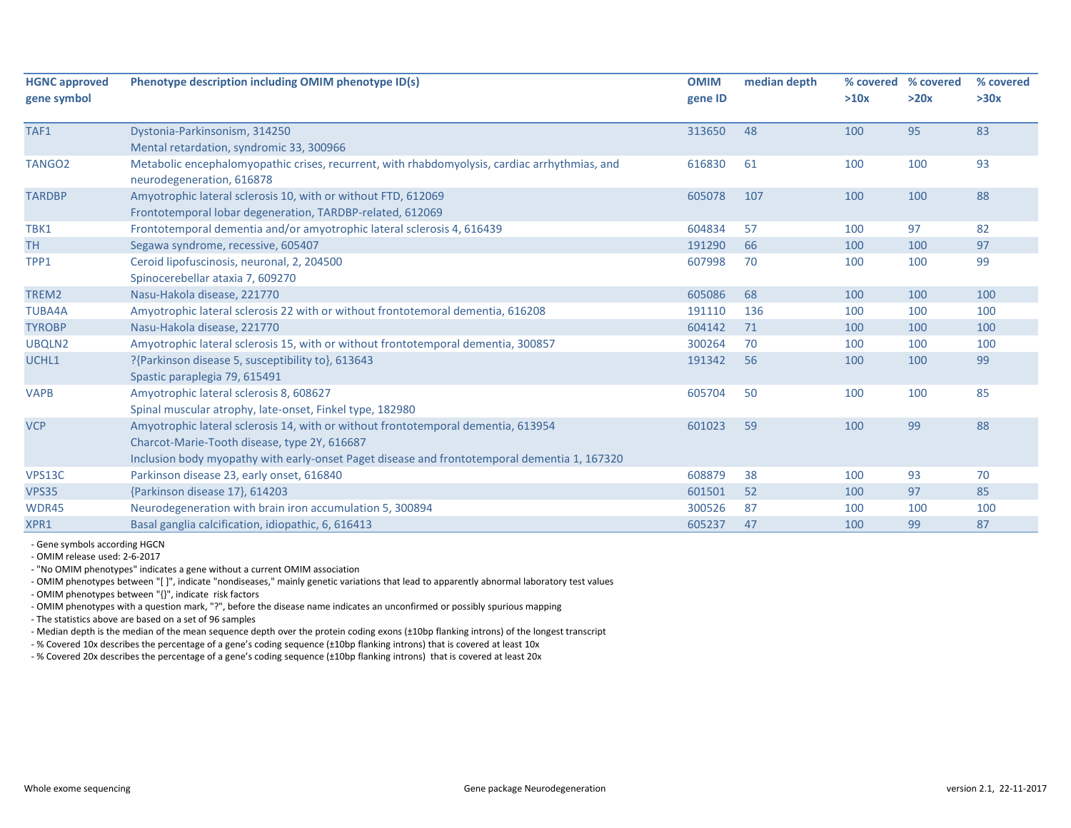| HGNC approved gene symbol | Phenotype description including OMIM phenotype ID(s) | OMIM gene ID | median depth | % covered >10x | % covered >20x | % covered >30x |
|---|---|---|---|---|---|---|
| TAF1 | Dystonia-Parkinsonism, 314250<br>Mental retardation, syndromic 33, 300966 | 313650 | 48 | 100 | 95 | 83 |
| TANGO2 | Metabolic encephalomyopathic crises, recurrent, with rhabdomyolysis, cardiac arrhythmias, and neurodegeneration, 616878 | 616830 | 61 | 100 | 100 | 93 |
| TARDBP | Amyotrophic lateral sclerosis 10, with or without FTD, 612069<br>Frontotemporal lobar degeneration, TARDBP-related, 612069 | 605078 | 107 | 100 | 100 | 88 |
| TBK1 | Frontotemporal dementia and/or amyotrophic lateral sclerosis 4, 616439 | 604834 | 57 | 100 | 97 | 82 |
| TH | Segawa syndrome, recessive, 605407 | 191290 | 66 | 100 | 100 | 97 |
| TPP1 | Ceroid lipofuscinosis, neuronal, 2, 204500<br>Spinocerebellar ataxia 7, 609270 | 607998 | 70 | 100 | 100 | 99 |
| TREM2 | Nasu-Hakola disease, 221770 | 605086 | 68 | 100 | 100 | 100 |
| TUBA4A | Amyotrophic lateral sclerosis 22 with or without frontotemoral dementia, 616208 | 191110 | 136 | 100 | 100 | 100 |
| TYROBP | Nasu-Hakola disease, 221770 | 604142 | 71 | 100 | 100 | 100 |
| UBQLN2 | Amyotrophic lateral sclerosis 15, with or without frontotemporal dementia, 300857 | 300264 | 70 | 100 | 100 | 100 |
| UCHL1 | ?{Parkinson disease 5, susceptibility to}, 613643<br>Spastic paraplegia 79, 615491 | 191342 | 56 | 100 | 100 | 99 |
| VAPB | Amyotrophic lateral sclerosis 8, 608627<br>Spinal muscular atrophy, late-onset, Finkel type, 182980 | 605704 | 50 | 100 | 100 | 85 |
| VCP | Amyotrophic lateral sclerosis 14, with or without frontotemporal dementia, 613954<br>Charcot-Marie-Tooth disease, type 2Y, 616687<br>Inclusion body myopathy with early-onset Paget disease and frontotemporal dementia 1, 167320 | 601023 | 59 | 100 | 99 | 88 |
| VPS13C | Parkinson disease 23, early onset, 616840 | 608879 | 38 | 100 | 93 | 70 |
| VPS35 | {Parkinson disease 17}, 614203 | 601501 | 52 | 100 | 97 | 85 |
| WDR45 | Neurodegeneration with brain iron accumulation 5, 300894 | 300526 | 87 | 100 | 100 | 100 |
| XPR1 | Basal ganglia calcification, idiopathic, 6, 616413 | 605237 | 47 | 100 | 99 | 87 |

- Gene symbols according HGCN
- OMIM release used: 2-6-2017
- "No OMIM phenotypes" indicates a gene without a current OMIM association
- OMIM phenotypes between "[ ]", indicate "nondiseases," mainly genetic variations that lead to apparently abnormal laboratory test values
- OMIM phenotypes between "{}", indicate risk factors
- OMIM phenotypes with a question mark, "?", before the disease name indicates an unconfirmed or possibly spurious mapping
- The statistics above are based on a set of 96 samples
- Median depth is the median of the mean sequence depth over the protein coding exons (±10bp flanking introns) of the longest transcript
- % Covered 10x describes the percentage of a gene's coding sequence (±10bp flanking introns) that is covered at least 10x
- % Covered 20x describes the percentage of a gene's coding sequence (±10bp flanking introns) that is covered at least 20x